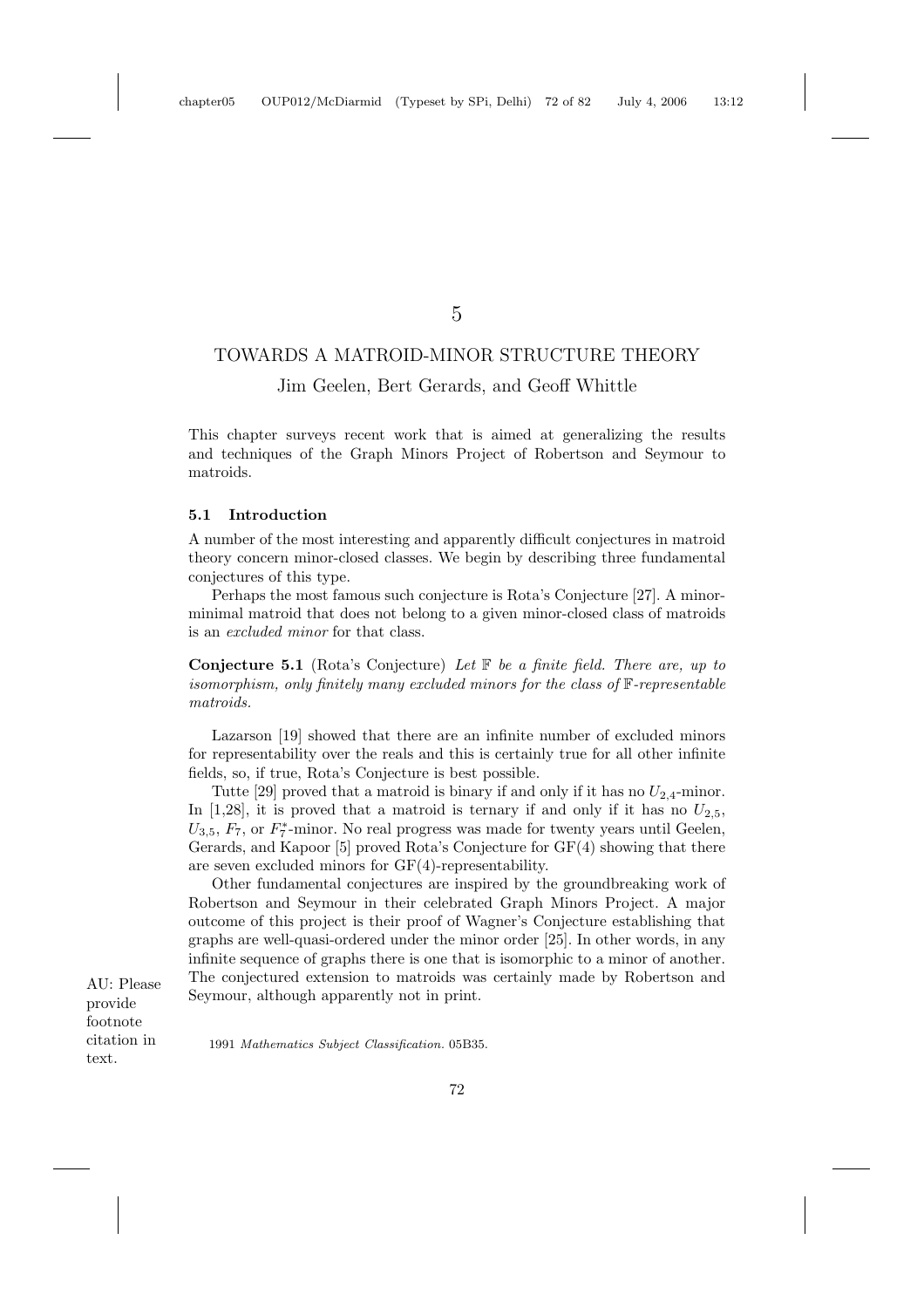# 5

# TOWARDS A MATROID-MINOR STRUCTURE THEORY

Jim Geelen, Bert Gerards, and Geoff Whittle

This chapter surveys recent work that is aimed at generalizing the results and techniques of the Graph Minors Project of Robertson and Seymour to matroids.

## 5.1 Introduction

A number of the most interesting and apparently difficult conjectures in matroid theory concern minor-closed classes. We begin by describing three fundamental conjectures of this type.

Perhaps the most famous such conjecture is Rota's Conjecture [27]. A minor-minimal matroid that does not belong to a given minor-closed class of matroids is an *excluded minor* for that class.

**Conjecture 5.1** (Rota's Conjecture) *Let $\mathbb{F}$ be a finite field. There are, up to isomorphism, only finitely many excluded minors for the class of $\mathbb{F}$-representable matroids.*

Lazarson [19] showed that there are an infinite number of excluded minors for representability over the reals and this is certainly true for all other infinite fields, so, if true, Rota's Conjecture is best possible.

Tutte [29] proved that a matroid is binary if and only if it has no $U_{2,4}$-minor. In [1,28], it is proved that a matroid is ternary if and only if it has no $U_{2,5}$, $U_{3,5}$, $F_7$, or $F_7^*$-minor. No real progress was made for twenty years until Geelen, Gerards, and Kapoor [5] proved Rota's Conjecture for GF(4) showing that there are seven excluded minors for GF(4)-representability.

Other fundamental conjectures are inspired by the groundbreaking work of Robertson and Seymour in their celebrated Graph Minors Project. A major outcome of this project is their proof of Wagner's Conjecture establishing that graphs are well-quasi-ordered under the minor order [25]. In other words, in any infinite sequence of graphs there is one that is isomorphic to a minor of another. The conjectured extension to matroids was certainly made by Robertson and Seymour, although apparently not in print.

1991 *Mathematics Subject Classification.* 05B35.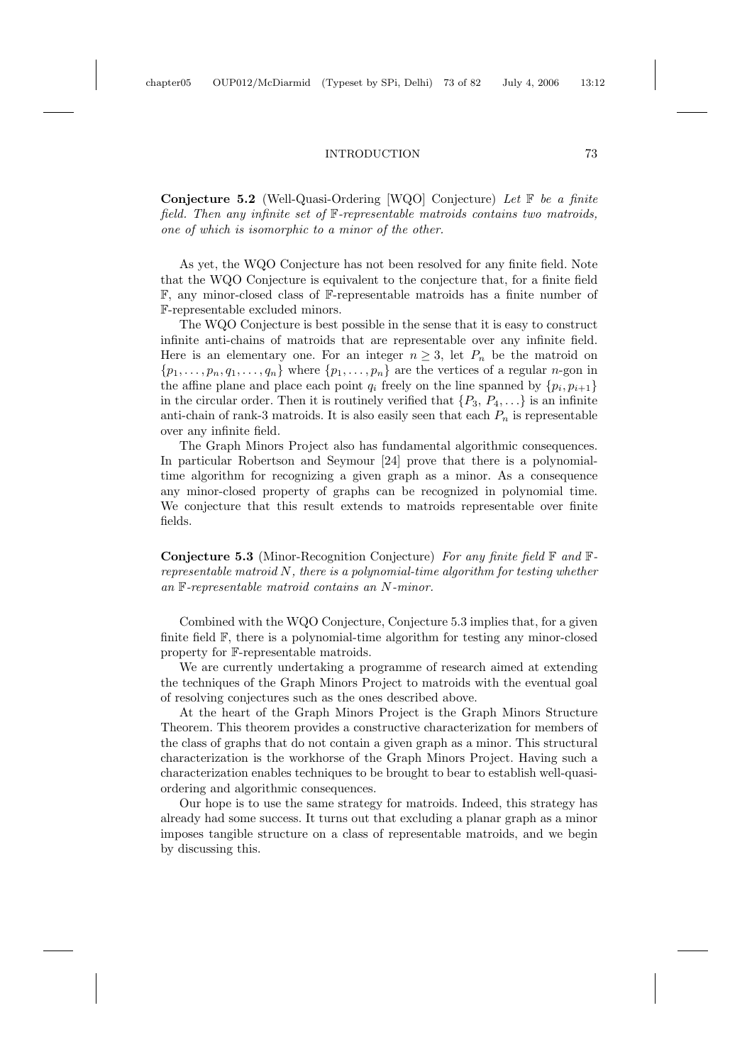**Conjecture 5.2** (Well-Quasi-Ordering [WQO] Conjecture) *Let $\mathbb{F}$ be a finite field. Then any infinite set of $\mathbb{F}$-representable matroids contains two matroids, one of which is isomorphic to a minor of the other.*

As yet, the WQO Conjecture has not been resolved for any finite field. Note that the WQO Conjecture is equivalent to the conjecture that, for a finite field $\mathbb{F}$, any minor-closed class of $\mathbb{F}$-representable matroids has a finite number of $\mathbb{F}$-representable excluded minors.

The WQO Conjecture is best possible in the sense that it is easy to construct infinite anti-chains of matroids that are representable over any infinite field. Here is an elementary one. For an integer $n \geq 3$, let $P_n$ be the matroid on $\{p_1, \ldots, p_n, q_1, \ldots, q_n\}$ where $\{p_1, \ldots, p_n\}$ are the vertices of a regular $n$-gon in the affine plane and place each point $q_i$ freely on the line spanned by $\{p_i, p_{i+1}\}$ in the circular order. Then it is routinely verified that $\{P_3, P_4, \ldots\}$ is an infinite anti-chain of rank-3 matroids. It is also easily seen that each $P_n$ is representable over any infinite field.

The Graph Minors Project also has fundamental algorithmic consequences. In particular Robertson and Seymour [24] prove that there is a polynomial-time algorithm for recognizing a given graph as a minor. As a consequence any minor-closed property of graphs can be recognized in polynomial time. We conjecture that this result extends to matroids representable over finite fields.

**Conjecture 5.3** (Minor-Recognition Conjecture) *For any finite field $\mathbb{F}$ and $\mathbb{F}$-representable matroid $N$, there is a polynomial-time algorithm for testing whether an $\mathbb{F}$-representable matroid contains an $N$-minor.*

Combined with the WQO Conjecture, Conjecture 5.3 implies that, for a given finite field $\mathbb{F}$, there is a polynomial-time algorithm for testing any minor-closed property for $\mathbb{F}$-representable matroids.

We are currently undertaking a programme of research aimed at extending the techniques of the Graph Minors Project to matroids with the eventual goal of resolving conjectures such as the ones described above.

At the heart of the Graph Minors Project is the Graph Minors Structure Theorem. This theorem provides a constructive characterization for members of the class of graphs that do not contain a given graph as a minor. This structural characterization is the workhorse of the Graph Minors Project. Having such a characterization enables techniques to be brought to bear to establish well-quasi-ordering and algorithmic consequences.

Our hope is to use the same strategy for matroids. Indeed, this strategy has already had some success. It turns out that excluding a planar graph as a minor imposes tangible structure on a class of representable matroids, and we begin by discussing this.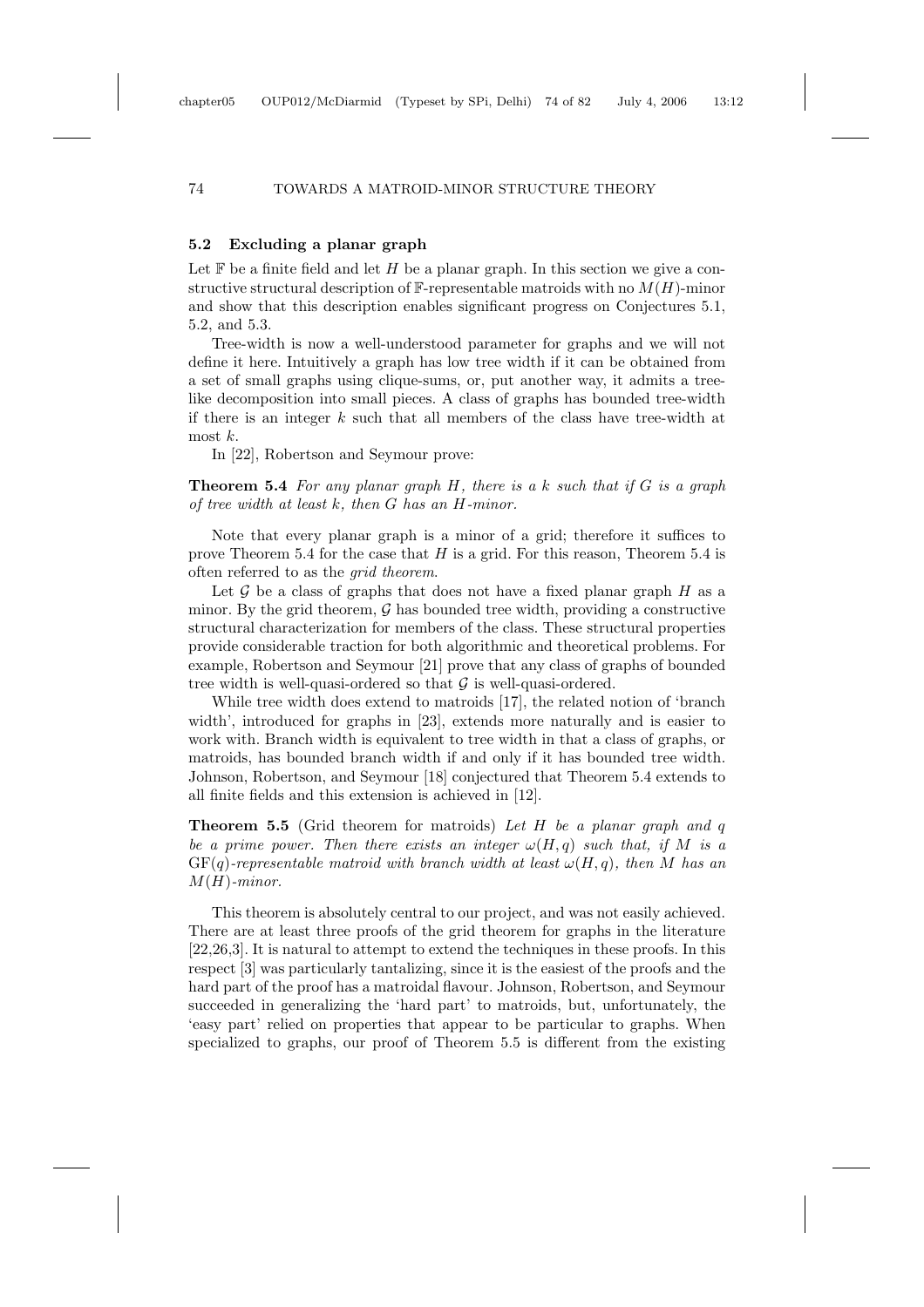## 5.2 Excluding a planar graph

Let $\mathbb{F}$ be a finite field and let $H$ be a planar graph. In this section we give a constructive structural description of $\mathbb{F}$-representable matroids with no $M(H)$-minor and show that this description enables significant progress on Conjectures 5.1, 5.2, and 5.3.

Tree-width is now a well-understood parameter for graphs and we will not define it here. Intuitively a graph has low tree width if it can be obtained from a set of small graphs using clique-sums, or, put another way, it admits a tree-like decomposition into small pieces. A class of graphs has bounded tree-width if there is an integer $k$ such that all members of the class have tree-width at most $k$.

In [22], Robertson and Seymour prove:

**Theorem 5.4** *For any planar graph $H$, there is a $k$ such that if $G$ is a graph of tree width at least $k$, then $G$ has an $H$-minor.*

Note that every planar graph is a minor of a grid; therefore it suffices to prove Theorem 5.4 for the case that $H$ is a grid. For this reason, Theorem 5.4 is often referred to as the *grid theorem*.

Let $\mathcal{G}$ be a class of graphs that does not have a fixed planar graph $H$ as a minor. By the grid theorem, $\mathcal{G}$ has bounded tree width, providing a constructive structural characterization for members of the class. These structural properties provide considerable traction for both algorithmic and theoretical problems. For example, Robertson and Seymour [21] prove that any class of graphs of bounded tree width is well-quasi-ordered so that $\mathcal{G}$ is well-quasi-ordered.

While tree width does extend to matroids [17], the related notion of 'branch width', introduced for graphs in [23], extends more naturally and is easier to work with. Branch width is equivalent to tree width in that a class of graphs, or matroids, has bounded branch width if and only if it has bounded tree width. Johnson, Robertson, and Seymour [18] conjectured that Theorem 5.4 extends to all finite fields and this extension is achieved in [12].

**Theorem 5.5** (Grid theorem for matroids) *Let $H$ be a planar graph and $q$ be a prime power. Then there exists an integer $\omega(H, q)$ such that, if $M$ is a $\mathrm{GF}(q)$-representable matroid with branch width at least $\omega(H, q)$, then $M$ has an $M(H)$-minor.*

This theorem is absolutely central to our project, and was not easily achieved. There are at least three proofs of the grid theorem for graphs in the literature [22,26,3]. It is natural to attempt to extend the techniques in these proofs. In this respect [3] was particularly tantalizing, since it is the easiest of the proofs and the hard part of the proof has a matroidal flavour. Johnson, Robertson, and Seymour succeeded in generalizing the 'hard part' to matroids, but, unfortunately, the 'easy part' relied on properties that appear to be particular to graphs. When specialized to graphs, our proof of Theorem 5.5 is different from the existing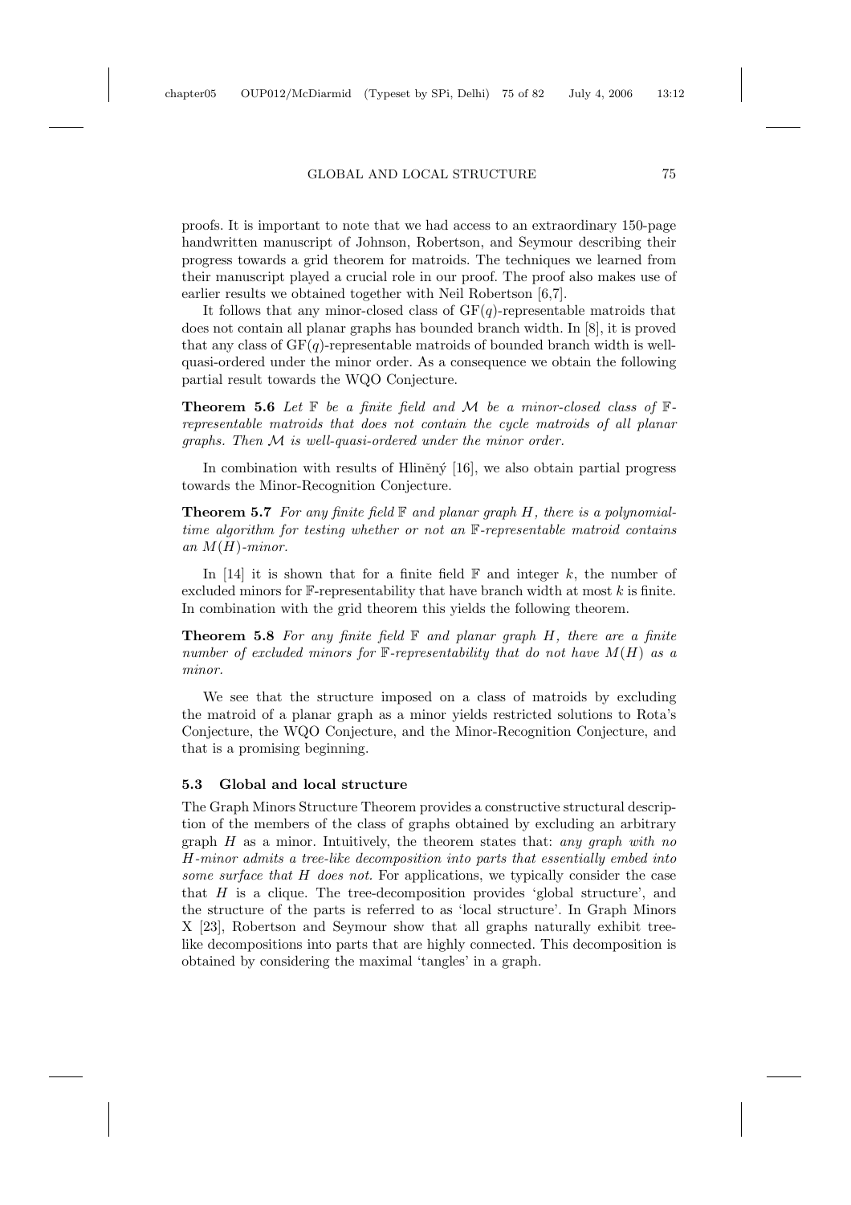proofs. It is important to note that we had access to an extraordinary 150-page handwritten manuscript of Johnson, Robertson, and Seymour describing their progress towards a grid theorem for matroids. The techniques we learned from their manuscript played a crucial role in our proof. The proof also makes use of earlier results we obtained together with Neil Robertson [6,7].

It follows that any minor-closed class of $\mathrm{GF}(q)$-representable matroids that does not contain all planar graphs has bounded branch width. In [8], it is proved that any class of $\mathrm{GF}(q)$-representable matroids of bounded branch width is well-quasi-ordered under the minor order. As a consequence we obtain the following partial result towards the WQO Conjecture.

**Theorem 5.6** *Let $\mathbb{F}$ be a finite field and $\mathcal{M}$ be a minor-closed class of $\mathbb{F}$-representable matroids that does not contain the cycle matroids of all planar graphs. Then $\mathcal{M}$ is well-quasi-ordered under the minor order.*

In combination with results of Hliněný [16], we also obtain partial progress towards the Minor-Recognition Conjecture.

**Theorem 5.7** *For any finite field $\mathbb{F}$ and planar graph $H$, there is a polynomial-time algorithm for testing whether or not an $\mathbb{F}$-representable matroid contains an $M(H)$-minor.*

In [14] it is shown that for a finite field $\mathbb{F}$ and integer $k$, the number of excluded minors for $\mathbb{F}$-representability that have branch width at most $k$ is finite. In combination with the grid theorem this yields the following theorem.

**Theorem 5.8** *For any finite field $\mathbb{F}$ and planar graph $H$, there are a finite number of excluded minors for $\mathbb{F}$-representability that do not have $M(H)$ as a minor.*

We see that the structure imposed on a class of matroids by excluding the matroid of a planar graph as a minor yields restricted solutions to Rota's Conjecture, the WQO Conjecture, and the Minor-Recognition Conjecture, and that is a promising beginning.

### 5.3 Global and local structure

The Graph Minors Structure Theorem provides a constructive structural description of the members of the class of graphs obtained by excluding an arbitrary graph $H$ as a minor. Intuitively, the theorem states that: *any graph with no $H$-minor admits a tree-like decomposition into parts that essentially embed into some surface that $H$ does not.* For applications, we typically consider the case that $H$ is a clique. The tree-decomposition provides 'global structure', and the structure of the parts is referred to as 'local structure'. In Graph Minors X [23], Robertson and Seymour show that all graphs naturally exhibit tree-like decompositions into parts that are highly connected. This decomposition is obtained by considering the maximal 'tangles' in a graph.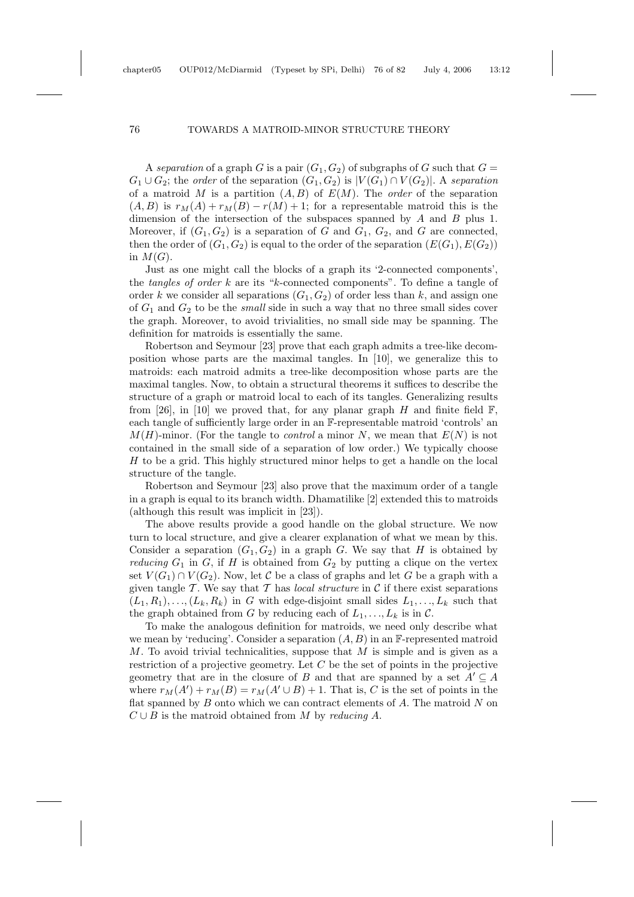A *separation* of a graph $G$ is a pair $(G_1, G_2)$ of subgraphs of $G$ such that $G = G_1 \cup G_2$; the *order* of the separation $(G_1, G_2)$ is $|V(G_1) \cap V(G_2)|$. A *separation* of a matroid $M$ is a partition $(A, B)$ of $E(M)$. The *order* of the separation $(A, B)$ is $r_M(A) + r_M(B) - r(M) + 1$; for a representable matroid this is the dimension of the intersection of the subspaces spanned by $A$ and $B$ plus 1. Moreover, if $(G_1, G_2)$ is a separation of $G$ and $G_1$, $G_2$, and $G$ are connected, then the order of $(G_1, G_2)$ is equal to the order of the separation $(E(G_1), E(G_2))$ in $M(G)$.

Just as one might call the blocks of a graph its '2-connected components', the *tangles of order* $k$ are its "$k$-connected components". To define a tangle of order $k$ we consider all separations $(G_1, G_2)$ of order less than $k$, and assign one of $G_1$ and $G_2$ to be the *small* side in such a way that no three small sides cover the graph. Moreover, to avoid trivialities, no small side may be spanning. The definition for matroids is essentially the same.

Robertson and Seymour [23] prove that each graph admits a tree-like decomposition whose parts are the maximal tangles. In [10], we generalize this to matroids: each matroid admits a tree-like decomposition whose parts are the maximal tangles. Now, to obtain a structural theorems it suffices to describe the structure of a graph or matroid local to each of its tangles. Generalizing results from [26], in [10] we proved that, for any planar graph $H$ and finite field $\mathbb{F}$, each tangle of sufficiently large order in an $\mathbb{F}$-representable matroid 'controls' an $M(H)$-minor. (For the tangle to *control* a minor $N$, we mean that $E(N)$ is not contained in the small side of a separation of low order.) We typically choose $H$ to be a grid. This highly structured minor helps to get a handle on the local structure of the tangle.

Robertson and Seymour [23] also prove that the maximum order of a tangle in a graph is equal to its branch width. Dhamatilike [2] extended this to matroids (although this result was implicit in [23]).

The above results provide a good handle on the global structure. We now turn to local structure, and give a clearer explanation of what we mean by this. Consider a separation $(G_1, G_2)$ in a graph $G$. We say that $H$ is obtained by *reducing* $G_1$ in $G$, if $H$ is obtained from $G_2$ by putting a clique on the vertex set $V(G_1) \cap V(G_2)$. Now, let $\mathcal{C}$ be a class of graphs and let $G$ be a graph with a given tangle $\mathcal{T}$. We say that $\mathcal{T}$ has *local structure* in $\mathcal{C}$ if there exist separations $(L_1, R_1), \ldots, (L_k, R_k)$ in $G$ with edge-disjoint small sides $L_1, \ldots, L_k$ such that the graph obtained from $G$ by reducing each of $L_1, \ldots, L_k$ is in $\mathcal{C}$.

To make the analogous definition for matroids, we need only describe what we mean by 'reducing'. Consider a separation $(A, B)$ in an $\mathbb{F}$-represented matroid $M$. To avoid trivial technicalities, suppose that $M$ is simple and is given as a restriction of a projective geometry. Let $C$ be the set of points in the projective geometry that are in the closure of $B$ and that are spanned by a set $A' \subseteq A$ where $r_M(A') + r_M(B) = r_M(A' \cup B) + 1$. That is, $C$ is the set of points in the flat spanned by $B$ onto which we can contract elements of $A$. The matroid $N$ on $C \cup B$ is the matroid obtained from $M$ by *reducing* $A$.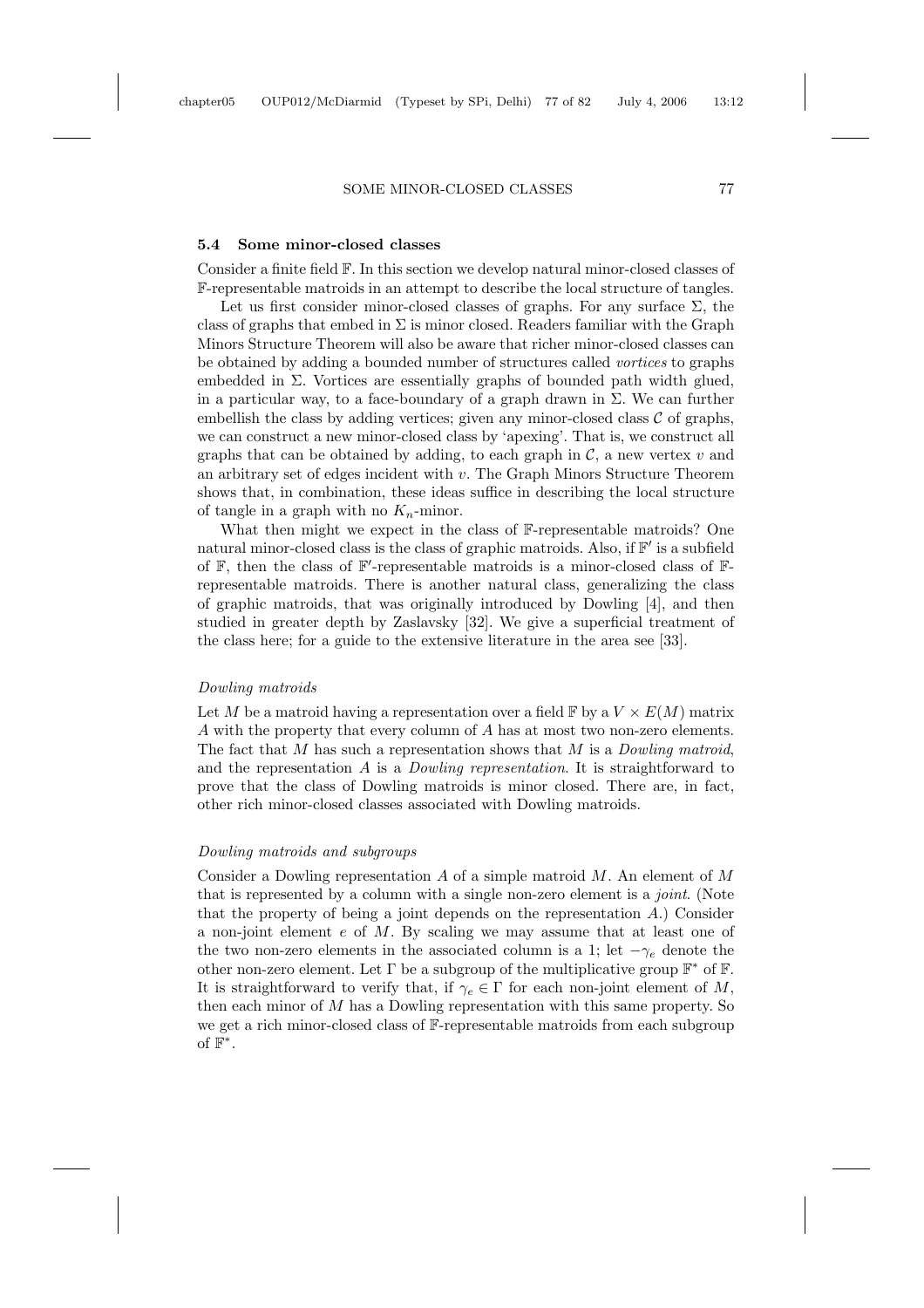## 5.4 Some minor-closed classes

Consider a finite field $\mathbb{F}$. In this section we develop natural minor-closed classes of $\mathbb{F}$-representable matroids in an attempt to describe the local structure of tangles.

Let us first consider minor-closed classes of graphs. For any surface $\Sigma$, the class of graphs that embed in $\Sigma$ is minor closed. Readers familiar with the Graph Minors Structure Theorem will also be aware that richer minor-closed classes can be obtained by adding a bounded number of structures called *vortices* to graphs embedded in $\Sigma$. Vortices are essentially graphs of bounded path width glued, in a particular way, to a face-boundary of a graph drawn in $\Sigma$. We can further embellish the class by adding vertices; given any minor-closed class $\mathcal{C}$ of graphs, we can construct a new minor-closed class by 'apexing'. That is, we construct all graphs that can be obtained by adding, to each graph in $\mathcal{C}$, a new vertex $v$ and an arbitrary set of edges incident with $v$. The Graph Minors Structure Theorem shows that, in combination, these ideas suffice in describing the local structure of tangle in a graph with no $K_n$-minor.

What then might we expect in the class of $\mathbb{F}$-representable matroids? One natural minor-closed class is the class of graphic matroids. Also, if $\mathbb{F}'$ is a subfield of $\mathbb{F}$, then the class of $\mathbb{F}'$-representable matroids is a minor-closed class of $\mathbb{F}$-representable matroids. There is another natural class, generalizing the class of graphic matroids, that was originally introduced by Dowling [4], and then studied in greater depth by Zaslavsky [32]. We give a superficial treatment of the class here; for a guide to the extensive literature in the area see [33].

### *Dowling matroids*

Let $M$ be a matroid having a representation over a field $\mathbb{F}$ by a $V \times E(M)$ matrix $A$ with the property that every column of $A$ has at most two non-zero elements. The fact that $M$ has such a representation shows that $M$ is a *Dowling matroid*, and the representation $A$ is a *Dowling representation*. It is straightforward to prove that the class of Dowling matroids is minor closed. There are, in fact, other rich minor-closed classes associated with Dowling matroids.

### *Dowling matroids and subgroups*

Consider a Dowling representation $A$ of a simple matroid $M$. An element of $M$ that is represented by a column with a single non-zero element is a *joint*. (Note that the property of being a joint depends on the representation $A$.) Consider a non-joint element $e$ of $M$. By scaling we may assume that at least one of the two non-zero elements in the associated column is a 1; let $-\gamma_e$ denote the other non-zero element. Let $\Gamma$ be a subgroup of the multiplicative group $\mathbb{F}^*$ of $\mathbb{F}$. It is straightforward to verify that, if $\gamma_e \in \Gamma$ for each non-joint element of $M$, then each minor of $M$ has a Dowling representation with this same property. So we get a rich minor-closed class of $\mathbb{F}$-representable matroids from each subgroup of $\mathbb{F}^*$.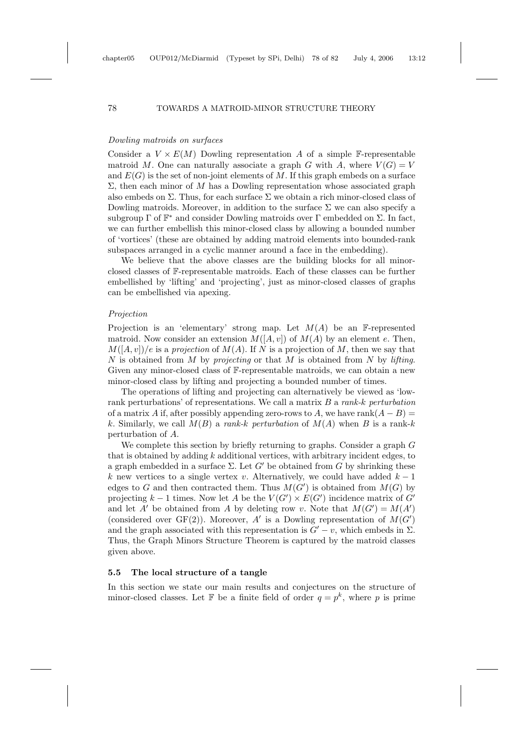*Dowling matroids on surfaces*

Consider a $V \times E(M)$ Dowling representation $A$ of a simple $\mathbb{F}$-representable matroid $M$. One can naturally associate a graph $G$ with $A$, where $V(G) = V$ and $E(G)$ is the set of non-joint elements of $M$. If this graph embeds on a surface $\Sigma$, then each minor of $M$ has a Dowling representation whose associated graph also embeds on $\Sigma$. Thus, for each surface $\Sigma$ we obtain a rich minor-closed class of Dowling matroids. Moreover, in addition to the surface $\Sigma$ we can also specify a subgroup $\Gamma$ of $\mathbb{F}^*$ and consider Dowling matroids over $\Gamma$ embedded on $\Sigma$. In fact, we can further embellish this minor-closed class by allowing a bounded number of 'vortices' (these are obtained by adding matroid elements into bounded-rank subspaces arranged in a cyclic manner around a face in the embedding).

We believe that the above classes are the building blocks for all minor-closed classes of $\mathbb{F}$-representable matroids. Each of these classes can be further embellished by 'lifting' and 'projecting', just as minor-closed classes of graphs can be embellished via apexing.

*Projection*

Projection is an 'elementary' strong map. Let $M(A)$ be an $\mathbb{F}$-represented matroid. Now consider an extension $M([A, v])$ of $M(A)$ by an element $e$. Then, $M([A, v])/e$ is a *projection* of $M(A)$. If $N$ is a projection of $M$, then we say that $N$ is obtained from $M$ by *projecting* or that $M$ is obtained from $N$ by *lifting*. Given any minor-closed class of $\mathbb{F}$-representable matroids, we can obtain a new minor-closed class by lifting and projecting a bounded number of times.

The operations of lifting and projecting can alternatively be viewed as 'low-rank perturbations' of representations. We call a matrix $B$ a *rank-$k$ perturbation* of a matrix $A$ if, after possibly appending zero-rows to $A$, we have $\text{rank}(A - B) = k$. Similarly, we call $M(B)$ a *rank-$k$ perturbation* of $M(A)$ when $B$ is a rank-$k$ perturbation of $A$.

We complete this section by briefly returning to graphs. Consider a graph $G$ that is obtained by adding $k$ additional vertices, with arbitrary incident edges, to a graph embedded in a surface $\Sigma$. Let $G'$ be obtained from $G$ by shrinking these $k$ new vertices to a single vertex $v$. Alternatively, we could have added $k - 1$ edges to $G$ and then contracted them. Thus $M(G')$ is obtained from $M(G)$ by projecting $k - 1$ times. Now let $A$ be the $V(G') \times E(G')$ incidence matrix of $G'$ and let $A'$ be obtained from $A$ by deleting row $v$. Note that $M(G') = M(A')$ (considered over GF(2)). Moreover, $A'$ is a Dowling representation of $M(G')$ and the graph associated with this representation is $G' - v$, which embeds in $\Sigma$. Thus, the Graph Minors Structure Theorem is captured by the matroid classes given above.

### 5.5 The local structure of a tangle

In this section we state our main results and conjectures on the structure of minor-closed classes. Let $\mathbb{F}$ be a finite field of order $q = p^k$, where $p$ is prime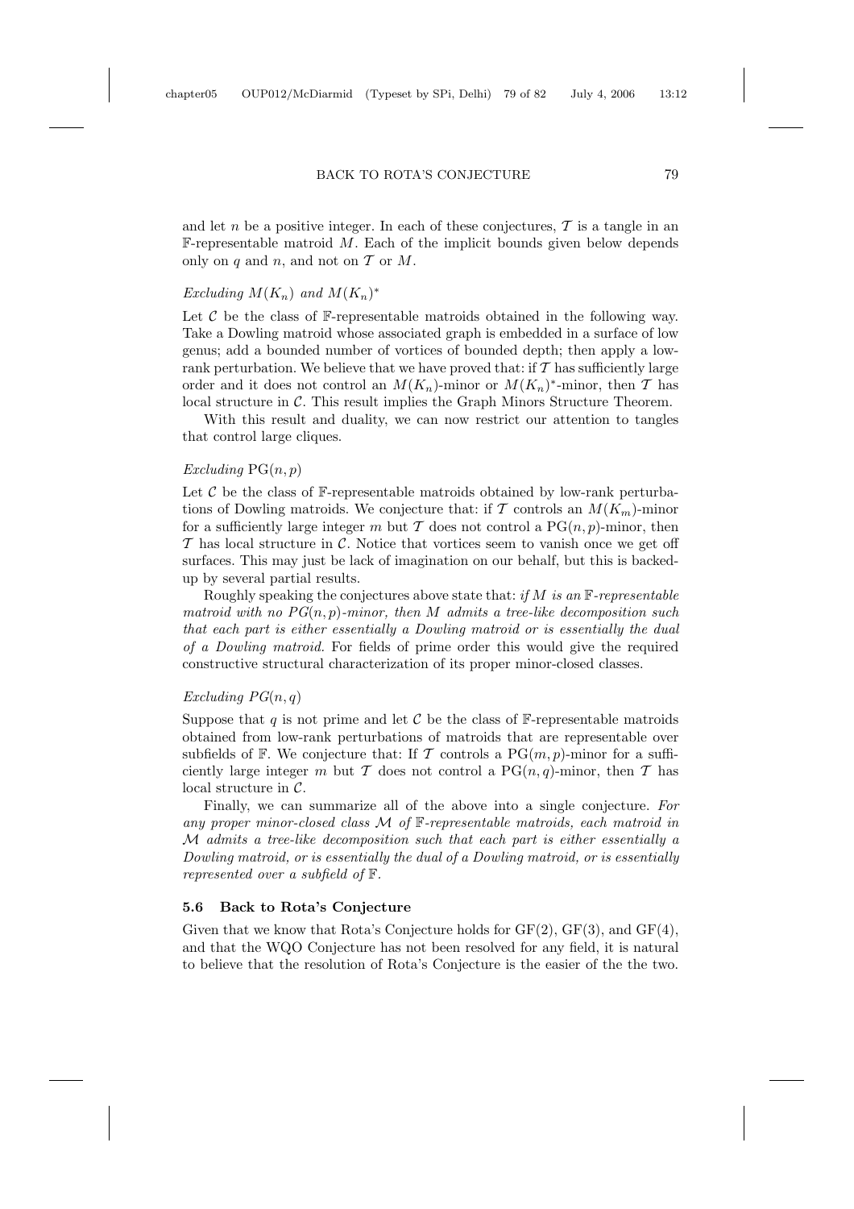and let $n$ be a positive integer. In each of these conjectures, $\mathcal{T}$ is a tangle in an $\mathbb{F}$-representable matroid $M$. Each of the implicit bounds given below depends only on $q$ and $n$, and not on $\mathcal{T}$ or $M$.

*Excluding $M(K_n)$ and $M(K_n)^*$*

Let $\mathcal{C}$ be the class of $\mathbb{F}$-representable matroids obtained in the following way. Take a Dowling matroid whose associated graph is embedded in a surface of low genus; add a bounded number of vortices of bounded depth; then apply a low-rank perturbation. We believe that we have proved that: if $\mathcal{T}$ has sufficiently large order and it does not control an $M(K_n)$-minor or $M(K_n)^*$-minor, then $\mathcal{T}$ has local structure in $\mathcal{C}$. This result implies the Graph Minors Structure Theorem.

With this result and duality, we can now restrict our attention to tangles that control large cliques.

*Excluding $\mathrm{PG}(n,p)$*

Let $\mathcal{C}$ be the class of $\mathbb{F}$-representable matroids obtained by low-rank perturbations of Dowling matroids. We conjecture that: if $\mathcal{T}$ controls an $M(K_m)$-minor for a sufficiently large integer $m$ but $\mathcal{T}$ does not control a $\mathrm{PG}(n,p)$-minor, then $\mathcal{T}$ has local structure in $\mathcal{C}$. Notice that vortices seem to vanish once we get off surfaces. This may just be lack of imagination on our behalf, but this is backed-up by several partial results.

Roughly speaking the conjectures above state that: *if $M$ is an $\mathbb{F}$-representable matroid with no $PG(n,p)$-minor, then $M$ admits a tree-like decomposition such that each part is either essentially a Dowling matroid or is essentially the dual of a Dowling matroid.* For fields of prime order this would give the required constructive structural characterization of its proper minor-closed classes.

*Excluding $PG(n,q)$*

Suppose that $q$ is not prime and let $\mathcal{C}$ be the class of $\mathbb{F}$-representable matroids obtained from low-rank perturbations of matroids that are representable over subfields of $\mathbb{F}$. We conjecture that: If $\mathcal{T}$ controls a $\mathrm{PG}(m,p)$-minor for a sufficiently large integer $m$ but $\mathcal{T}$ does not control a $\mathrm{PG}(n,q)$-minor, then $\mathcal{T}$ has local structure in $\mathcal{C}$.

Finally, we can summarize all of the above into a single conjecture. *For any proper minor-closed class $\mathcal{M}$ of $\mathbb{F}$-representable matroids, each matroid in $\mathcal{M}$ admits a tree-like decomposition such that each part is either essentially a Dowling matroid, or is essentially the dual of a Dowling matroid, or is essentially represented over a subfield of $\mathbb{F}$.*

## 5.6 Back to Rota's Conjecture

Given that we know that Rota's Conjecture holds for $\mathrm{GF}(2)$, $\mathrm{GF}(3)$, and $\mathrm{GF}(4)$, and that the WQO Conjecture has not been resolved for any field, it is natural to believe that the resolution of Rota's Conjecture is the easier of the the two.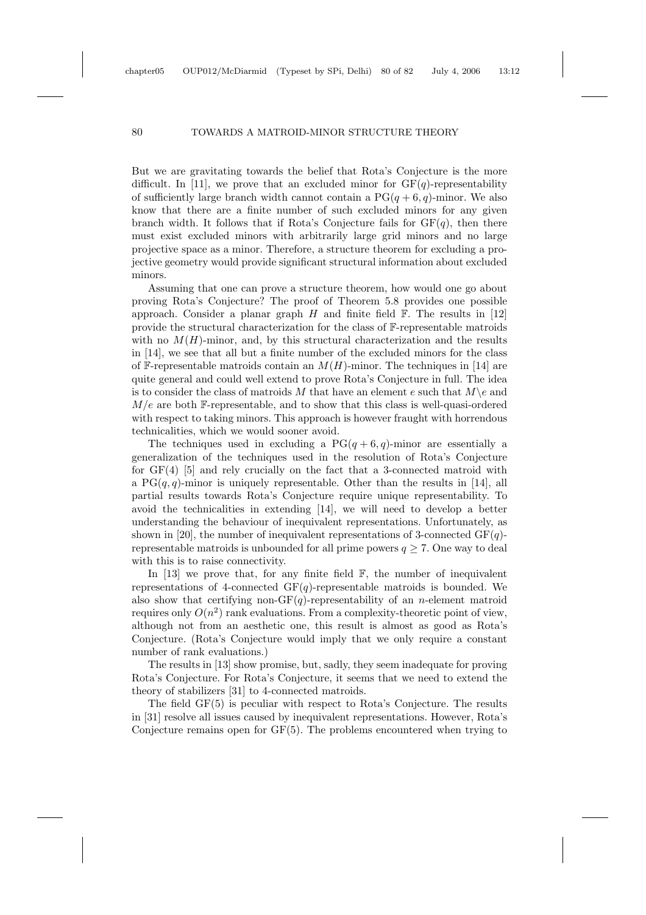But we are gravitating towards the belief that Rota's Conjecture is the more difficult. In [11], we prove that an excluded minor for $\mathrm{GF}(q)$-representability of sufficiently large branch width cannot contain a $\mathrm{PG}(q+6, q)$-minor. We also know that there are a finite number of such excluded minors for any given branch width. It follows that if Rota's Conjecture fails for $\mathrm{GF}(q)$, then there must exist excluded minors with arbitrarily large grid minors and no large projective space as a minor. Therefore, a structure theorem for excluding a projective geometry would provide significant structural information about excluded minors.

Assuming that one can prove a structure theorem, how would one go about proving Rota's Conjecture? The proof of Theorem 5.8 provides one possible approach. Consider a planar graph $H$ and finite field $\mathbb{F}$. The results in [12] provide the structural characterization for the class of $\mathbb{F}$-representable matroids with no $M(H)$-minor, and, by this structural characterization and the results in [14], we see that all but a finite number of the excluded minors for the class of $\mathbb{F}$-representable matroids contain an $M(H)$-minor. The techniques in [14] are quite general and could well extend to prove Rota's Conjecture in full. The idea is to consider the class of matroids $M$ that have an element $e$ such that $M \backslash e$ and $M/e$ are both $\mathbb{F}$-representable, and to show that this class is well-quasi-ordered with respect to taking minors. This approach is however fraught with horrendous technicalities, which we would sooner avoid.

The techniques used in excluding a $\mathrm{PG}(q+6, q)$-minor are essentially a generalization of the techniques used in the resolution of Rota's Conjecture for $\mathrm{GF}(4)$ [5] and rely crucially on the fact that a 3-connected matroid with a $\mathrm{PG}(q, q)$-minor is uniquely representable. Other than the results in [14], all partial results towards Rota's Conjecture require unique representability. To avoid the technicalities in extending [14], we will need to develop a better understanding the behaviour of inequivalent representations. Unfortunately, as shown in [20], the number of inequivalent representations of 3-connected $\mathrm{GF}(q)$-representable matroids is unbounded for all prime powers $q \geq 7$. One way to deal with this is to raise connectivity.

In [13] we prove that, for any finite field $\mathbb{F}$, the number of inequivalent representations of 4-connected $\mathrm{GF}(q)$-representable matroids is bounded. We also show that certifying non-$\mathrm{GF}(q)$-representability of an $n$-element matroid requires only $O(n^2)$ rank evaluations. From a complexity-theoretic point of view, although not from an aesthetic one, this result is almost as good as Rota's Conjecture. (Rota's Conjecture would imply that we only require a constant number of rank evaluations.)

The results in [13] show promise, but, sadly, they seem inadequate for proving Rota's Conjecture. For Rota's Conjecture, it seems that we need to extend the theory of stabilizers [31] to 4-connected matroids.

The field $\mathrm{GF}(5)$ is peculiar with respect to Rota's Conjecture. The results in [31] resolve all issues caused by inequivalent representations. However, Rota's Conjecture remains open for $\mathrm{GF}(5)$. The problems encountered when trying to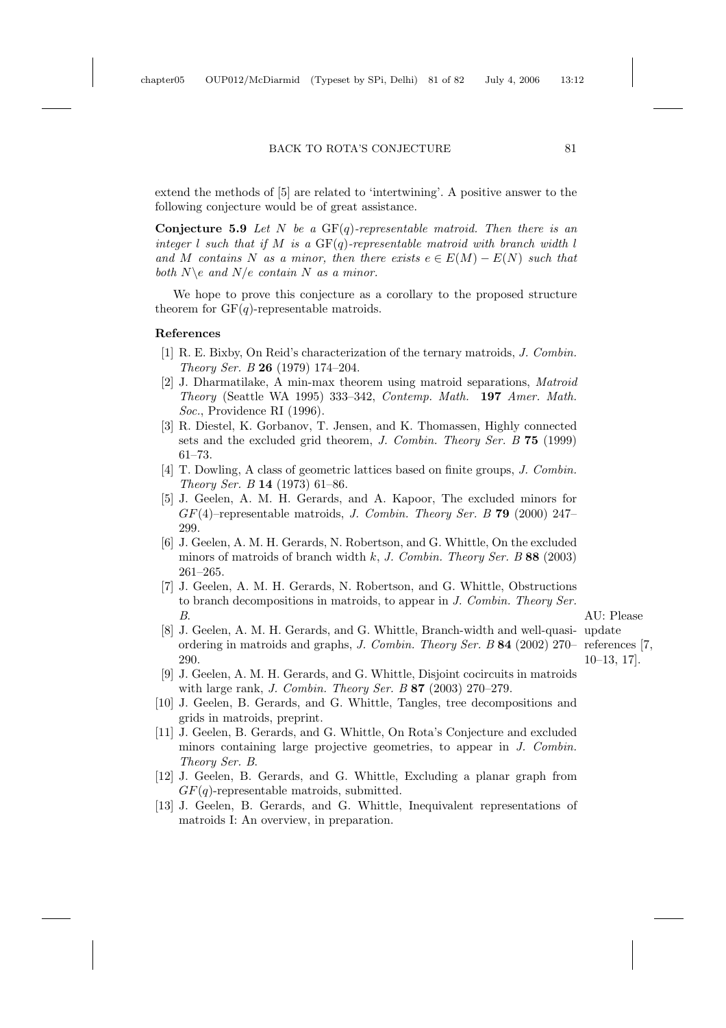extend the methods of [5] are related to 'intertwining'. A positive answer to the following conjecture would be of great assistance.

**Conjecture 5.9** *Let $N$ be a* $\mathrm{GF}(q)$*-representable matroid. Then there is an integer $l$ such that if $M$ is a* $\mathrm{GF}(q)$*-representable matroid with branch width $l$ and $M$ contains $N$ as a minor, then there exists $e \in E(M) - E(N)$ such that both $N\backslash e$ and $N/e$ contain $N$ as a minor.*

We hope to prove this conjecture as a corollary to the proposed structure theorem for $\mathrm{GF}(q)$-representable matroids.

**References**

[1] R. E. Bixby, On Reid's characterization of the ternary matroids, *J. Combin. Theory Ser. B* **26** (1979) 174–204.

[2] J. Dharmatilake, A min-max theorem using matroid separations, *Matroid Theory* (Seattle WA 1995) 333–342, *Contemp. Math.* **197** *Amer. Math. Soc.*, Providence RI (1996).

[3] R. Diestel, K. Gorbanov, T. Jensen, and K. Thomassen, Highly connected sets and the excluded grid theorem, *J. Combin. Theory Ser. B* **75** (1999) 61–73.

[4] T. Dowling, A class of geometric lattices based on finite groups, *J. Combin. Theory Ser. B* **14** (1973) 61–86.

[5] J. Geelen, A. M. H. Gerards, and A. Kapoor, The excluded minors for $GF(4)$–representable matroids, *J. Combin. Theory Ser. B* **79** (2000) 247–299.

[6] J. Geelen, A. M. H. Gerards, N. Robertson, and G. Whittle, On the excluded minors of matroids of branch width $k$, *J. Combin. Theory Ser. B* **88** (2003) 261–265.

[7] J. Geelen, A. M. H. Gerards, N. Robertson, and G. Whittle, Obstructions to branch decompositions in matroids, to appear in *J. Combin. Theory Ser. B*.

AU: Please update references [7, 10–13, 17].

[8] J. Geelen, A. M. H. Gerards, and G. Whittle, Branch-width and well-quasi-ordering in matroids and graphs, *J. Combin. Theory Ser. B* **84** (2002) 270–290.

[9] J. Geelen, A. M. H. Gerards, and G. Whittle, Disjoint cocircuits in matroids with large rank, *J. Combin. Theory Ser. B* **87** (2003) 270–279.

[10] J. Geelen, B. Gerards, and G. Whittle, Tangles, tree decompositions and grids in matroids, preprint.

[11] J. Geelen, B. Gerards, and G. Whittle, On Rota's Conjecture and excluded minors containing large projective geometries, to appear in *J. Combin. Theory Ser. B*.

[12] J. Geelen, B. Gerards, and G. Whittle, Excluding a planar graph from $GF(q)$-representable matroids, submitted.

[13] J. Geelen, B. Gerards, and G. Whittle, Inequivalent representations of matroids I: An overview, in preparation.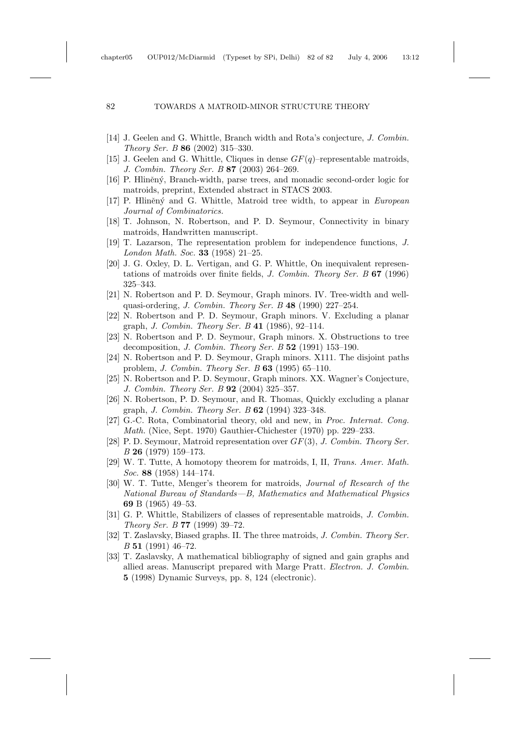[14] J. Geelen and G. Whittle, Branch width and Rota's conjecture, *J. Combin. Theory Ser. B* **86** (2002) 315–330.

[15] J. Geelen and G. Whittle, Cliques in dense $GF(q)$–representable matroids, *J. Combin. Theory Ser. B* **87** (2003) 264–269.

[16] P. Hliněný, Branch-width, parse trees, and monadic second-order logic for matroids, preprint, Extended abstract in STACS 2003.

[17] P. Hliněný and G. Whittle, Matroid tree width, to appear in *European Journal of Combinatorics.*

[18] T. Johnson, N. Robertson, and P. D. Seymour, Connectivity in binary matroids, Handwritten manuscript.

[19] T. Lazarson, The representation problem for independence functions, *J. London Math. Soc.* **33** (1958) 21–25.

[20] J. G. Oxley, D. L. Vertigan, and G. P. Whittle, On inequivalent representations of matroids over finite fields, *J. Combin. Theory Ser. B* **67** (1996) 325–343.

[21] N. Robertson and P. D. Seymour, Graph minors. IV. Tree-width and well-quasi-ordering, *J. Combin. Theory Ser. B* **48** (1990) 227–254.

[22] N. Robertson and P. D. Seymour, Graph minors. V. Excluding a planar graph, *J. Combin. Theory Ser. B* **41** (1986), 92–114.

[23] N. Robertson and P. D. Seymour, Graph minors. X. Obstructions to tree decomposition, *J. Combin. Theory Ser. B* **52** (1991) 153–190.

[24] N. Robertson and P. D. Seymour, Graph minors. X111. The disjoint paths problem, *J. Combin. Theory Ser. B* **63** (1995) 65–110.

[25] N. Robertson and P. D. Seymour, Graph minors. XX. Wagner's Conjecture, *J. Combin. Theory Ser. B* **92** (2004) 325–357.

[26] N. Robertson, P. D. Seymour, and R. Thomas, Quickly excluding a planar graph, *J. Combin. Theory Ser. B* **62** (1994) 323–348.

[27] G.-C. Rota, Combinatorial theory, old and new, in *Proc. Internat. Cong. Math.* (Nice, Sept. 1970) Gauthier-Chichester (1970) pp. 229–233.

[28] P. D. Seymour, Matroid representation over $GF(3)$, *J. Combin. Theory Ser. B* **26** (1979) 159–173.

[29] W. T. Tutte, A homotopy theorem for matroids, I, II, *Trans. Amer. Math. Soc.* **88** (1958) 144–174.

[30] W. T. Tutte, Menger's theorem for matroids, *Journal of Research of the National Bureau of Standards—B, Mathematics and Mathematical Physics* **69** B (1965) 49–53.

[31] G. P. Whittle, Stabilizers of classes of representable matroids, *J. Combin. Theory Ser. B* **77** (1999) 39–72.

[32] T. Zaslavsky, Biased graphs. II. The three matroids, *J. Combin. Theory Ser. B* **51** (1991) 46–72.

[33] T. Zaslavsky, A mathematical bibliography of signed and gain graphs and allied areas. Manuscript prepared with Marge Pratt. *Electron. J. Combin.* **5** (1998) Dynamic Surveys, pp. 8, 124 (electronic).